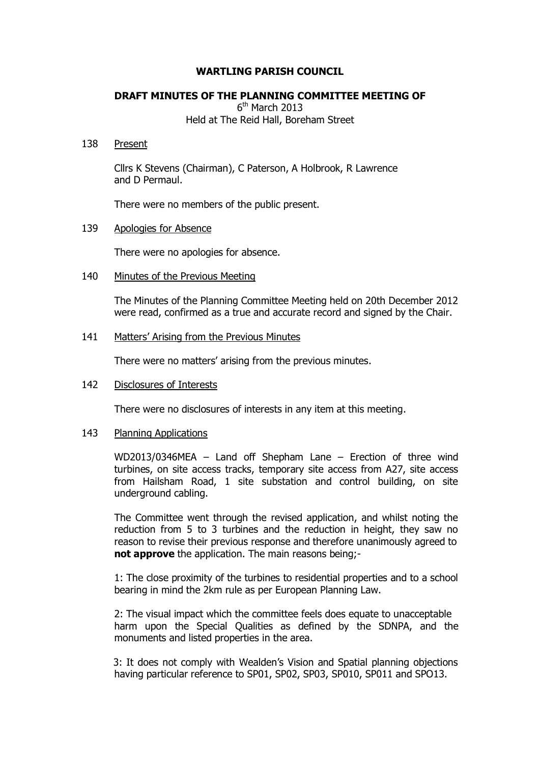**WARTLING PARISH COUNCIL**

**DRAFT MINUTES OF THE PLANNING COMMITTEE MEETING OF**

6th March 2013

Held at The Reid Hall, Boreham Street

138 Present

Cllrs K Stevens (Chairman), C Paterson, A Holbrook, R Lawrence and D Permaul.

There were no members of the public present.

139 Apologies for Absence

There were no apologies for absence.

140 Minutes of the Previous Meeting

The Minutes of the Planning Committee Meeting held on 20th December 2012 were read, confirmed as a true and accurate record and signed by the Chair.

141 Matters' Arising from the Previous Minutes

There were no matters' arising from the previous minutes.

142 Disclosures of Interests

There were no disclosures of interests in any item at this meeting.

143 Planning Applications

WD2013/0346MEA – Land off Shepham Lane – Erection of three wind turbines, on site access tracks, temporary site access from A27, site access from Hailsham Road, 1 site substation and control building, on site underground cabling.

The Committee went through the revised application, and whilst noting the reduction from 5 to 3 turbines and the reduction in height, they saw no reason to revise their previous response and therefore unanimously agreed to **not approve** the application. The main reasons being;-

1: The close proximity of the turbines to residential properties and to a school bearing in mind the 2km rule as per European Planning Law.

2: The visual impact which the committee feels does equate to unacceptable harm upon the Special Qualities as defined by the SDNPA, and the monuments and listed properties in the area.

3: It does not comply with Wealden's Vision and Spatial planning objections having particular reference to SP01, SP02, SP03, SP010, SP011 and SPO13.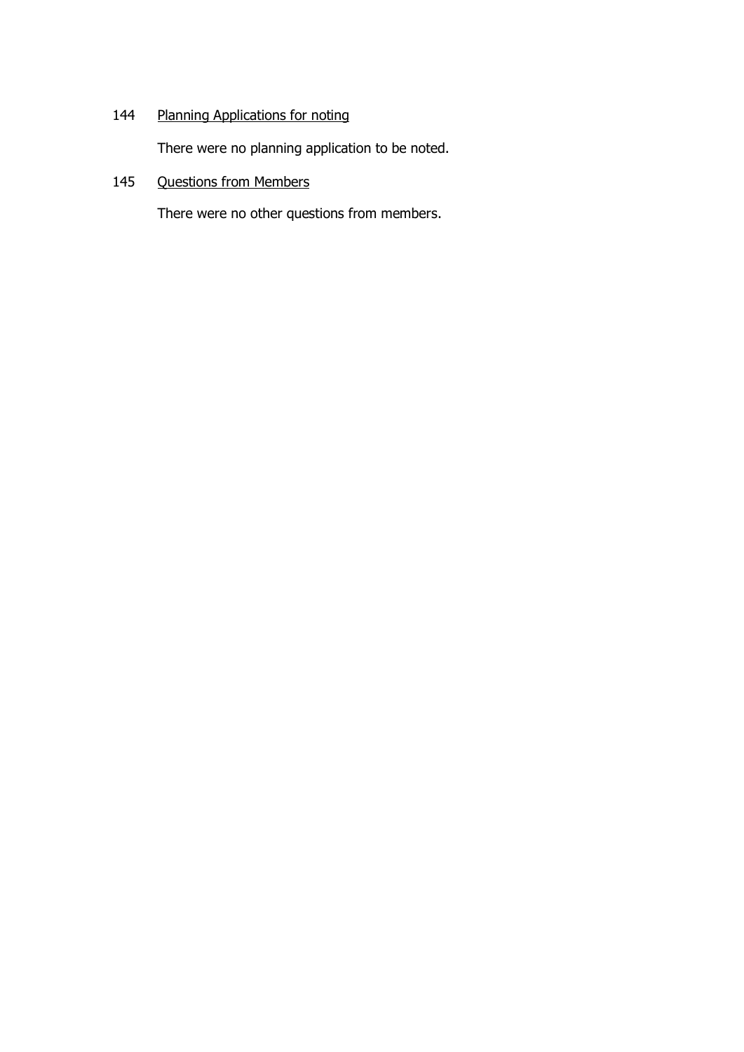144 Planning Applications for noting

There were no planning application to be noted.

145 Questions from Members

There were no other questions from members.